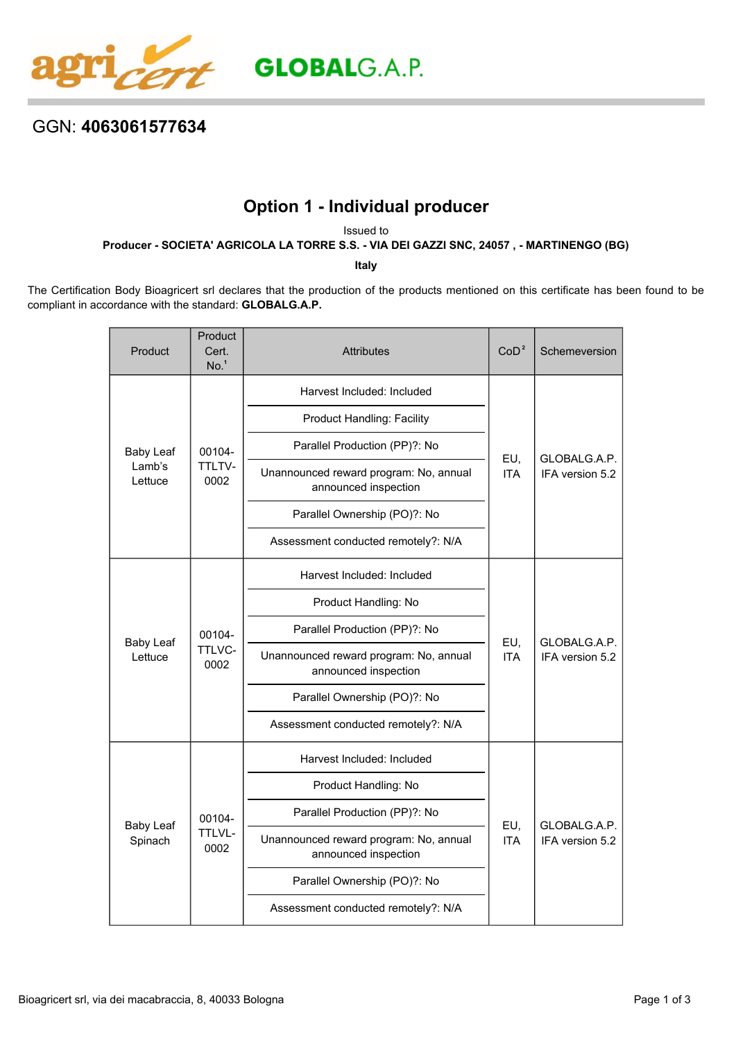agricert GLOBALG.A.P.

GGN: **4063061577634**

# Option 1 - Individual producer

Issued to

**Producer - SOCIETA' AGRICOLA LA TORRE S.S. - VIA DEI GAZZI SNC, 24057 , - MARTINENGO (BG)**

**Italy**

The Certification Body Bioagricert srl declares that the production of the products mentioned on this certificate has been found to be compliant in accordance with the standard: **GLOBALG.A.P.**

| Product | Product Cert. No.[1] | Attributes | CoD[2] | Schemeversion |
|---|---|---|---|---|
| Baby Leaf Lamb's Lettuce | 00104-TTLTV-0002 | Harvest Included: Included<br>Product Handling: Facility<br>Parallel Production (PP)?: No<br>Unannounced reward program: No, annual announced inspection<br>Parallel Ownership (PO)?: No<br>Assessment conducted remotely?: N/A | EU, ITA | GLOBALG.A.P. IFA version 5.2 |
| Baby Leaf Lettuce | 00104-TTLVC-0002 | Harvest Included: Included<br>Product Handling: No<br>Parallel Production (PP)?: No<br>Unannounced reward program: No, annual announced inspection<br>Parallel Ownership (PO)?: No<br>Assessment conducted remotely?: N/A | EU, ITA | GLOBALG.A.P. IFA version 5.2 |
| Baby Leaf Spinach | 00104-TTLVL-0002 | Harvest Included: Included<br>Product Handling: No<br>Parallel Production (PP)?: No<br>Unannounced reward program: No, annual announced inspection<br>Parallel Ownership (PO)?: No<br>Assessment conducted remotely?: N/A | EU, ITA | GLOBALG.A.P. IFA version 5.2 |

Bioagricert srl, via dei macabraccia, 8, 40033 Bologna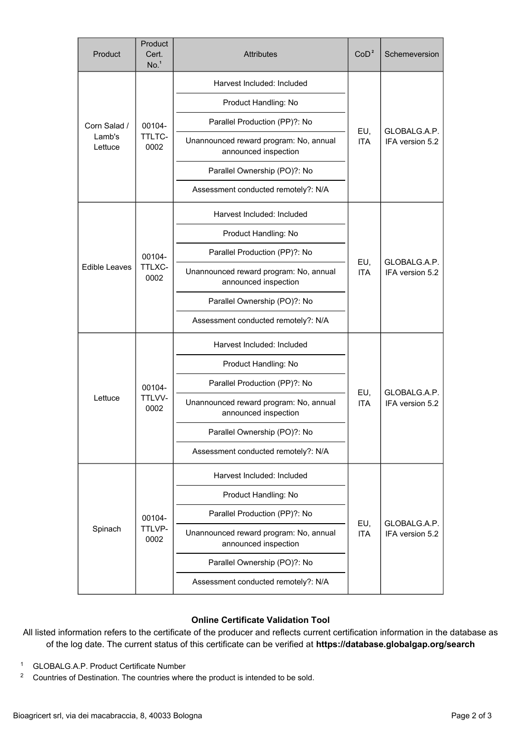| Product | Product Cert. No.[1] | Attributes | CoD[2] | Schemeversion |
|---|---|---|---|---|
| Corn Salad / Lamb's Lettuce | 00104-TTLTC-0002 | Harvest Included: Included<br>Product Handling: No<br>Parallel Production (PP)?: No<br>Unannounced reward program: No, annual announced inspection<br>Parallel Ownership (PO)?: No<br>Assessment conducted remotely?: N/A | EU, ITA | GLOBALG.A.P. IFA version 5.2 |
| Edible Leaves | 00104-TTLXC-0002 | Harvest Included: Included<br>Product Handling: No<br>Parallel Production (PP)?: No<br>Unannounced reward program: No, annual announced inspection<br>Parallel Ownership (PO)?: No<br>Assessment conducted remotely?: N/A | EU, ITA | GLOBALG.A.P. IFA version 5.2 |
| Lettuce | 00104-TTLVV-0002 | Harvest Included: Included<br>Product Handling: No<br>Parallel Production (PP)?: No<br>Unannounced reward program: No, annual announced inspection<br>Parallel Ownership (PO)?: No<br>Assessment conducted remotely?: N/A | EU, ITA | GLOBALG.A.P. IFA version 5.2 |
| Spinach | 00104-TTLVP-0002 | Harvest Included: Included<br>Product Handling: No<br>Parallel Production (PP)?: No<br>Unannounced reward program: No, annual announced inspection<br>Parallel Ownership (PO)?: No<br>Assessment conducted remotely?: N/A | EU, ITA | GLOBALG.A.P. IFA version 5.2 |

**Online Certificate Validation Tool**

All listed information refers to the certificate of the producer and reflects current certification information in the database as of the log date. The current status of this certificate can be verified at **https://database.globalgap.org/search**

[1] GLOBALG.A.P. Product Certificate Number

[2] Countries of Destination. The countries where the product is intended to be sold.

Bioagricert srl, via dei macabraccia, 8, 40033 Bologna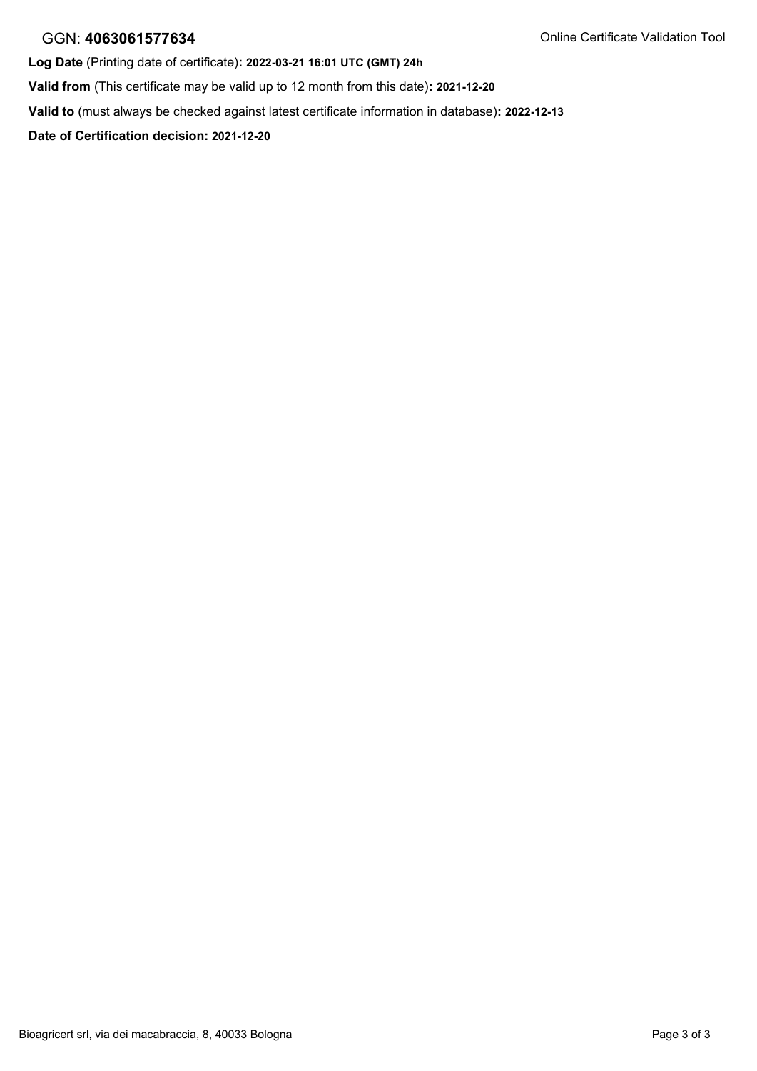GGN: **4063061577634**

Online Certificate Validation Tool

**Log Date** (Printing date of certificate)**: 2022-03-21 16:01 UTC (GMT) 24h**

**Valid from** (This certificate may be valid up to 12 month from this date)**: 2021-12-20**

**Valid to** (must always be checked against latest certificate information in database)**: 2022-12-13**

**Date of Certification decision: 2021-12-20**

Bioagricert srl, via dei macabraccia, 8, 40033 Bologna